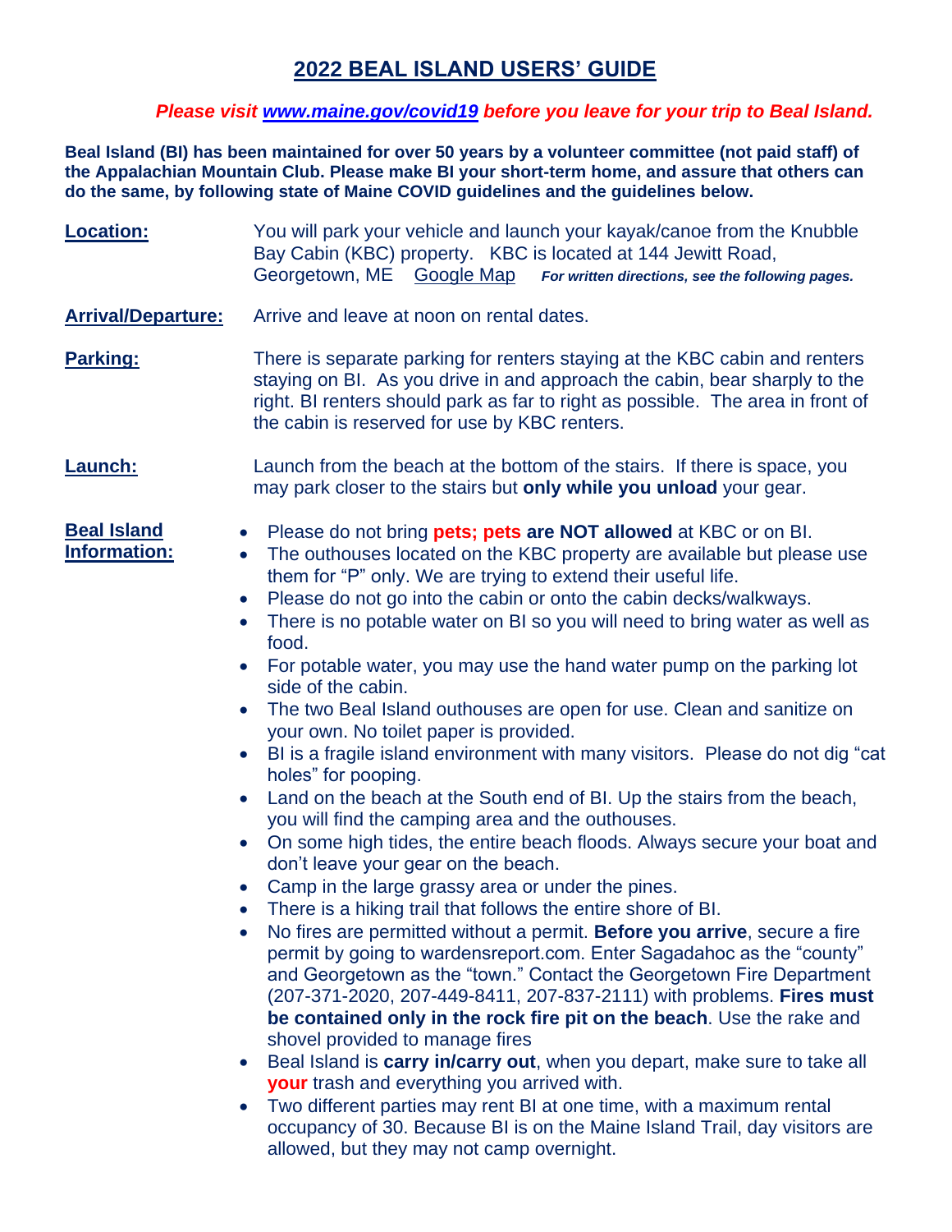# 2022 BEAL ISLAND USERS' GUIDE

***Please visit [www.maine.gov/covid19](www.maine.gov/covid19) before you leave for your trip to Beal Island.***

**Beal Island (BI) has been maintained for over 50 years by a volunteer committee (not paid staff) of the Appalachian Mountain Club. Please make BI your short-term home, and assure that others can do the same, by following state of Maine COVID guidelines and the guidelines below.**

**Location:** You will park your vehicle and launch your kayak/canoe from the Knubble Bay Cabin (KBC) property. KBC is located at 144 Jewitt Road, Georgetown, ME [Google Map] ***For written directions, see the following pages.***

**Arrival/Departure:** Arrive and leave at noon on rental dates.

**Parking:** There is separate parking for renters staying at the KBC cabin and renters staying on BI. As you drive in and approach the cabin, bear sharply to the right. BI renters should park as far to right as possible. The area in front of the cabin is reserved for use by KBC renters.

**Launch:** Launch from the beach at the bottom of the stairs. If there is space, you may park closer to the stairs but **only while you unload** your gear.

**Beal Island Information:**

- Please do not bring **pets; pets are NOT allowed** at KBC or on BI.
- The outhouses located on the KBC property are available but please use them for "P" only. We are trying to extend their useful life.
- Please do not go into the cabin or onto the cabin decks/walkways.
- There is no potable water on BI so you will need to bring water as well as food.
- For potable water, you may use the hand water pump on the parking lot side of the cabin.
- The two Beal Island outhouses are open for use. Clean and sanitize on your own. No toilet paper is provided.
- BI is a fragile island environment with many visitors. Please do not dig "cat holes" for pooping.
- Land on the beach at the South end of BI. Up the stairs from the beach, you will find the camping area and the outhouses.
- On some high tides, the entire beach floods. Always secure your boat and don't leave your gear on the beach.
- Camp in the large grassy area or under the pines.
- There is a hiking trail that follows the entire shore of BI.
- No fires are permitted without a permit. **Before you arrive**, secure a fire permit by going to wardensreport.com. Enter Sagadahoc as the "county" and Georgetown as the "town." Contact the Georgetown Fire Department (207-371-2020, 207-449-8411, 207-837-2111) with problems. **Fires must be contained only in the rock fire pit on the beach**. Use the rake and shovel provided to manage fires
- Beal Island is **carry in/carry out**, when you depart, make sure to take all **your** trash and everything you arrived with.
- Two different parties may rent BI at one time, with a maximum rental occupancy of 30. Because BI is on the Maine Island Trail, day visitors are allowed, but they may not camp overnight.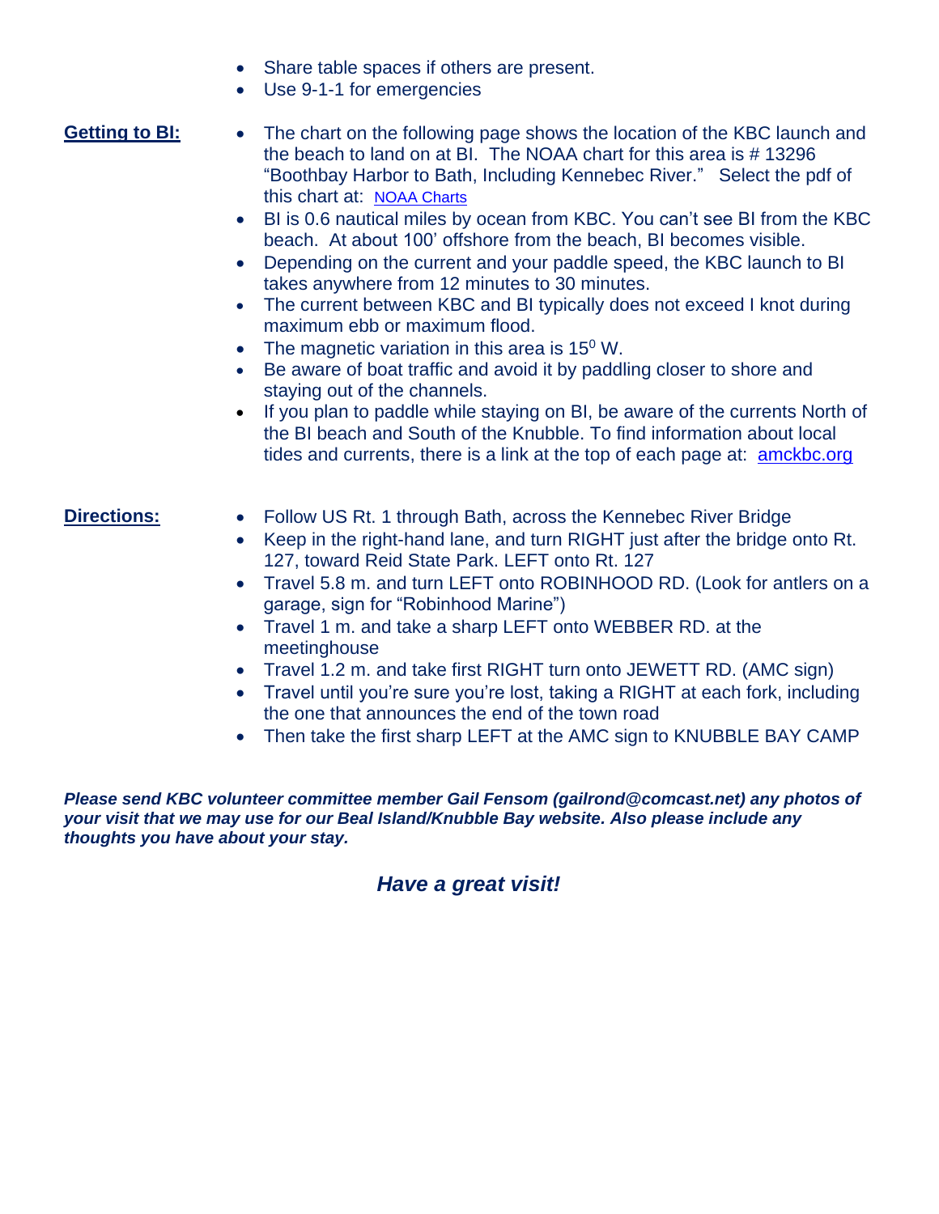- Share table spaces if others are present.
- Use 9-1-1 for emergencies

**Getting to BI:**

- The chart on the following page shows the location of the KBC launch and the beach to land on at BI. The NOAA chart for this area is # 13296 "Boothbay Harbor to Bath, Including Kennebec River." Select the pdf of this chart at: NOAA Charts
- BI is 0.6 nautical miles by ocean from KBC. You can't see BI from the KBC beach. At about 100' offshore from the beach, BI becomes visible.
- Depending on the current and your paddle speed, the KBC launch to BI takes anywhere from 12 minutes to 30 minutes.
- The current between KBC and BI typically does not exceed I knot during maximum ebb or maximum flood.
- The magnetic variation in this area is $15^0$ W.
- Be aware of boat traffic and avoid it by paddling closer to shore and staying out of the channels.
- If you plan to paddle while staying on BI, be aware of the currents North of the BI beach and South of the Knubble. To find information about local tides and currents, there is a link at the top of each page at: amckbc.org

**Directions:**

- Follow US Rt. 1 through Bath, across the Kennebec River Bridge
- Keep in the right-hand lane, and turn RIGHT just after the bridge onto Rt. 127, toward Reid State Park. LEFT onto Rt. 127
- Travel 5.8 m. and turn LEFT onto ROBINHOOD RD. (Look for antlers on a garage, sign for "Robinhood Marine")
- Travel 1 m. and take a sharp LEFT onto WEBBER RD. at the meetinghouse
- Travel 1.2 m. and take first RIGHT turn onto JEWETT RD. (AMC sign)
- Travel until you're sure you're lost, taking a RIGHT at each fork, including the one that announces the end of the town road
- Then take the first sharp LEFT at the AMC sign to KNUBBLE BAY CAMP

***Please send KBC volunteer committee member Gail Fensom (gailrond@comcast.net) any photos of your visit that we may use for our Beal Island/Knubble Bay website. Also please include any thoughts you have about your stay.***

***Have a great visit!***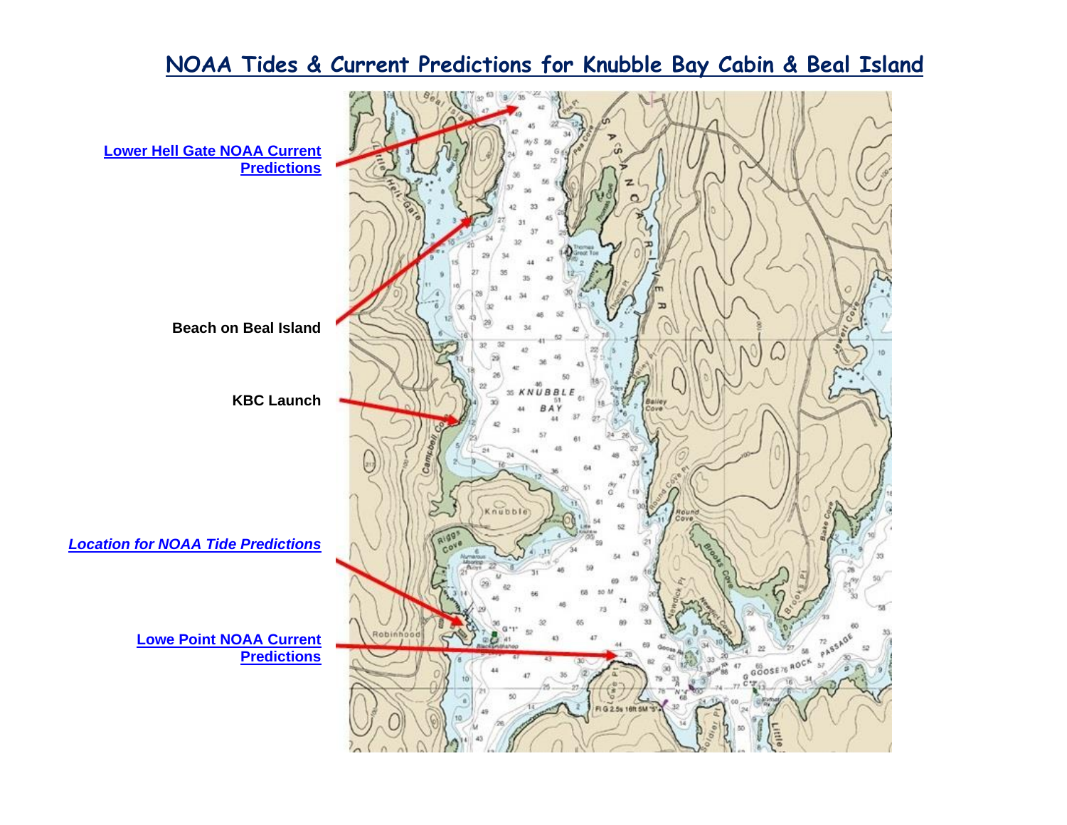# NOAA Tides & Current Predictions for Knubble Bay Cabin & Beal Island

**Lower Hell Gate NOAA Current Predictions**

**Beach on Beal Island**

**KBC Launch**

***Location for NOAA Tide Predictions***

**Lowe Point NOAA Current Predictions**